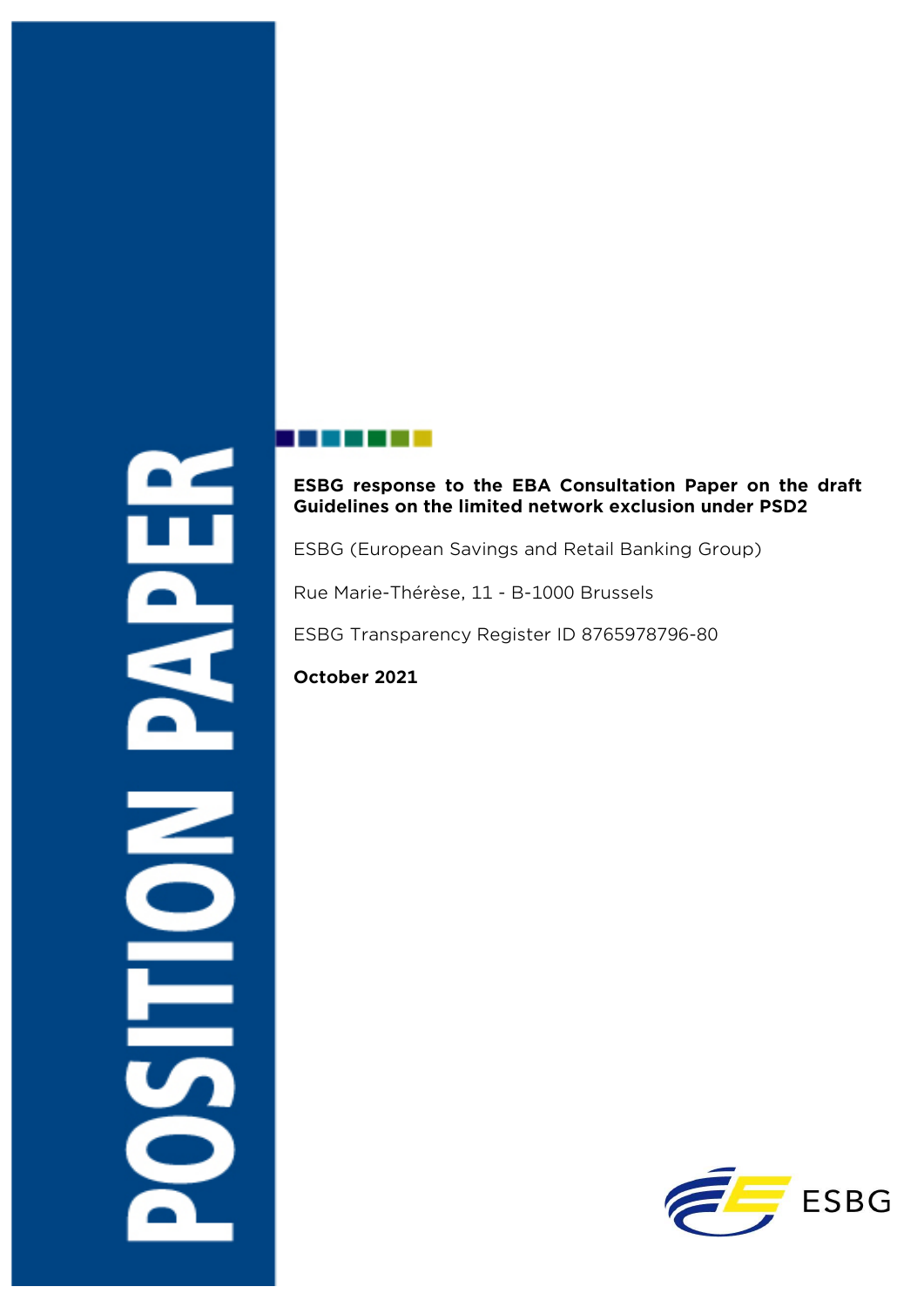POSITION PAPER

**ESBG response to the EBA Consultation Paper on the draft Guidelines on the limited network exclusion under PSD2**

ESBG (European Savings and Retail Banking Group)

Rue Marie-Thérèse, 11 - B-1000 Brussels

ESBG Transparency Register ID 8765978796-80

**October 2021**

ESBG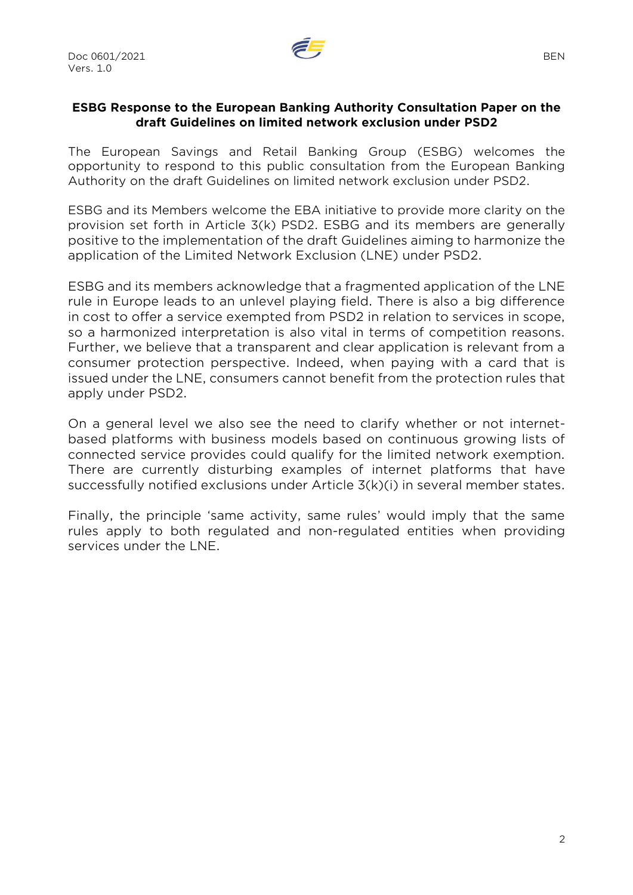**ESBG Response to the European Banking Authority Consultation Paper on the draft Guidelines on limited network exclusion under PSD2**

The European Savings and Retail Banking Group (ESBG) welcomes the opportunity to respond to this public consultation from the European Banking Authority on the draft Guidelines on limited network exclusion under PSD2.

ESBG and its Members welcome the EBA initiative to provide more clarity on the provision set forth in Article 3(k) PSD2. ESBG and its members are generally positive to the implementation of the draft Guidelines aiming to harmonize the application of the Limited Network Exclusion (LNE) under PSD2.

ESBG and its members acknowledge that a fragmented application of the LNE rule in Europe leads to an unlevel playing field. There is also a big difference in cost to offer a service exempted from PSD2 in relation to services in scope, so a harmonized interpretation is also vital in terms of competition reasons. Further, we believe that a transparent and clear application is relevant from a consumer protection perspective. Indeed, when paying with a card that is issued under the LNE, consumers cannot benefit from the protection rules that apply under PSD2.

On a general level we also see the need to clarify whether or not internet-based platforms with business models based on continuous growing lists of connected service provides could qualify for the limited network exemption. There are currently disturbing examples of internet platforms that have successfully notified exclusions under Article 3(k)(i) in several member states.

Finally, the principle 'same activity, same rules' would imply that the same rules apply to both regulated and non-regulated entities when providing services under the LNE.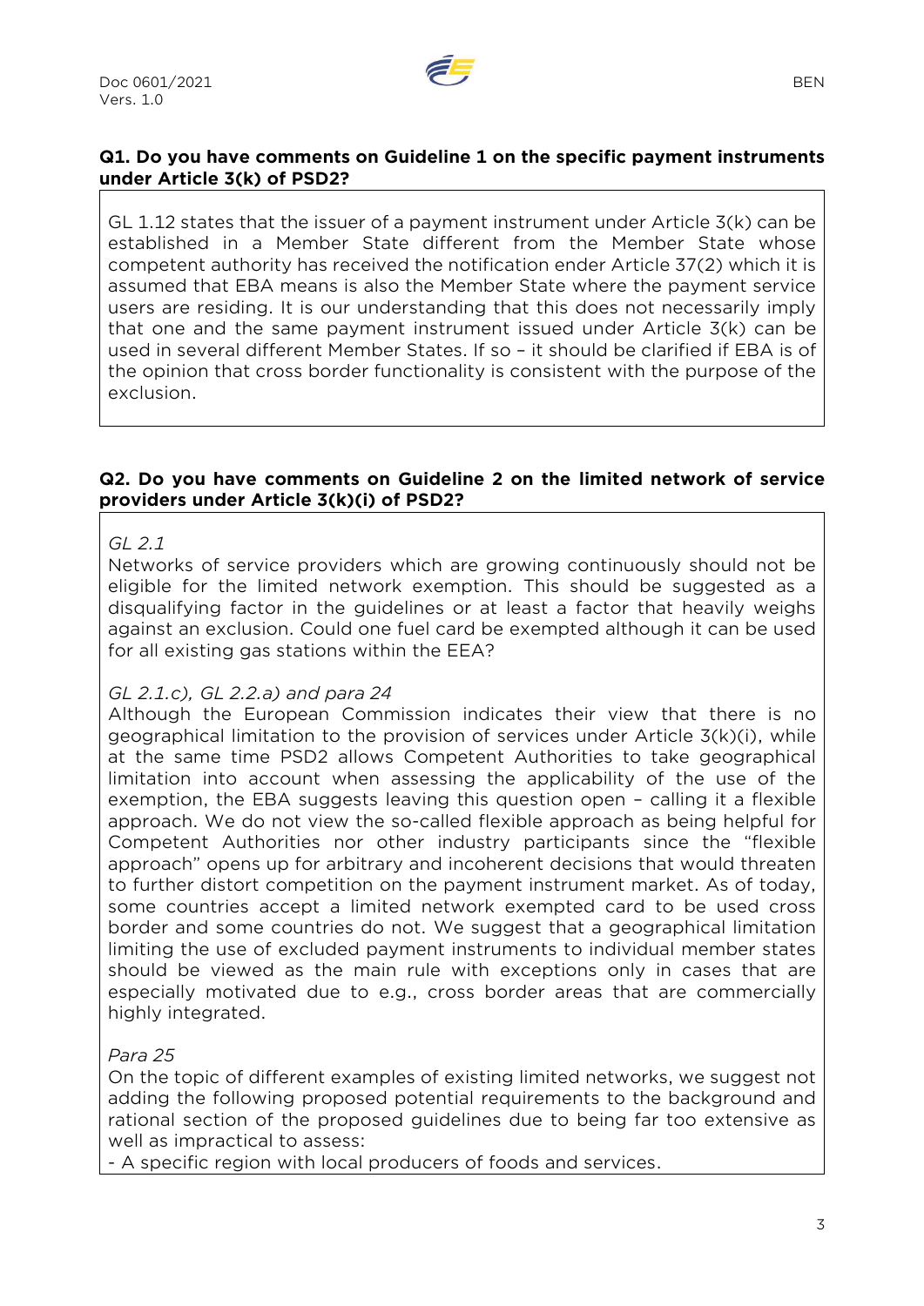**Q1. Do you have comments on Guideline 1 on the specific payment instruments under Article 3(k) of PSD2?**

GL 1.12 states that the issuer of a payment instrument under Article 3(k) can be established in a Member State different from the Member State whose competent authority has received the notification ender Article 37(2) which it is assumed that EBA means is also the Member State where the payment service users are residing. It is our understanding that this does not necessarily imply that one and the same payment instrument issued under Article 3(k) can be used in several different Member States. If so – it should be clarified if EBA is of the opinion that cross border functionality is consistent with the purpose of the exclusion.

**Q2. Do you have comments on Guideline 2 on the limited network of service providers under Article 3(k)(i) of PSD2?**

*GL 2.1*

Networks of service providers which are growing continuously should not be eligible for the limited network exemption. This should be suggested as a disqualifying factor in the guidelines or at least a factor that heavily weighs against an exclusion. Could one fuel card be exempted although it can be used for all existing gas stations within the EEA?

*GL 2.1.c), GL 2.2.a) and para 24*

Although the European Commission indicates their view that there is no geographical limitation to the provision of services under Article 3(k)(i), while at the same time PSD2 allows Competent Authorities to take geographical limitation into account when assessing the applicability of the use of the exemption, the EBA suggests leaving this question open – calling it a flexible approach. We do not view the so-called flexible approach as being helpful for Competent Authorities nor other industry participants since the "flexible approach" opens up for arbitrary and incoherent decisions that would threaten to further distort competition on the payment instrument market. As of today, some countries accept a limited network exempted card to be used cross border and some countries do not. We suggest that a geographical limitation limiting the use of excluded payment instruments to individual member states should be viewed as the main rule with exceptions only in cases that are especially motivated due to e.g., cross border areas that are commercially highly integrated.

*Para 25*

On the topic of different examples of existing limited networks, we suggest not adding the following proposed potential requirements to the background and rational section of the proposed guidelines due to being far too extensive as well as impractical to assess:

- A specific region with local producers of foods and services.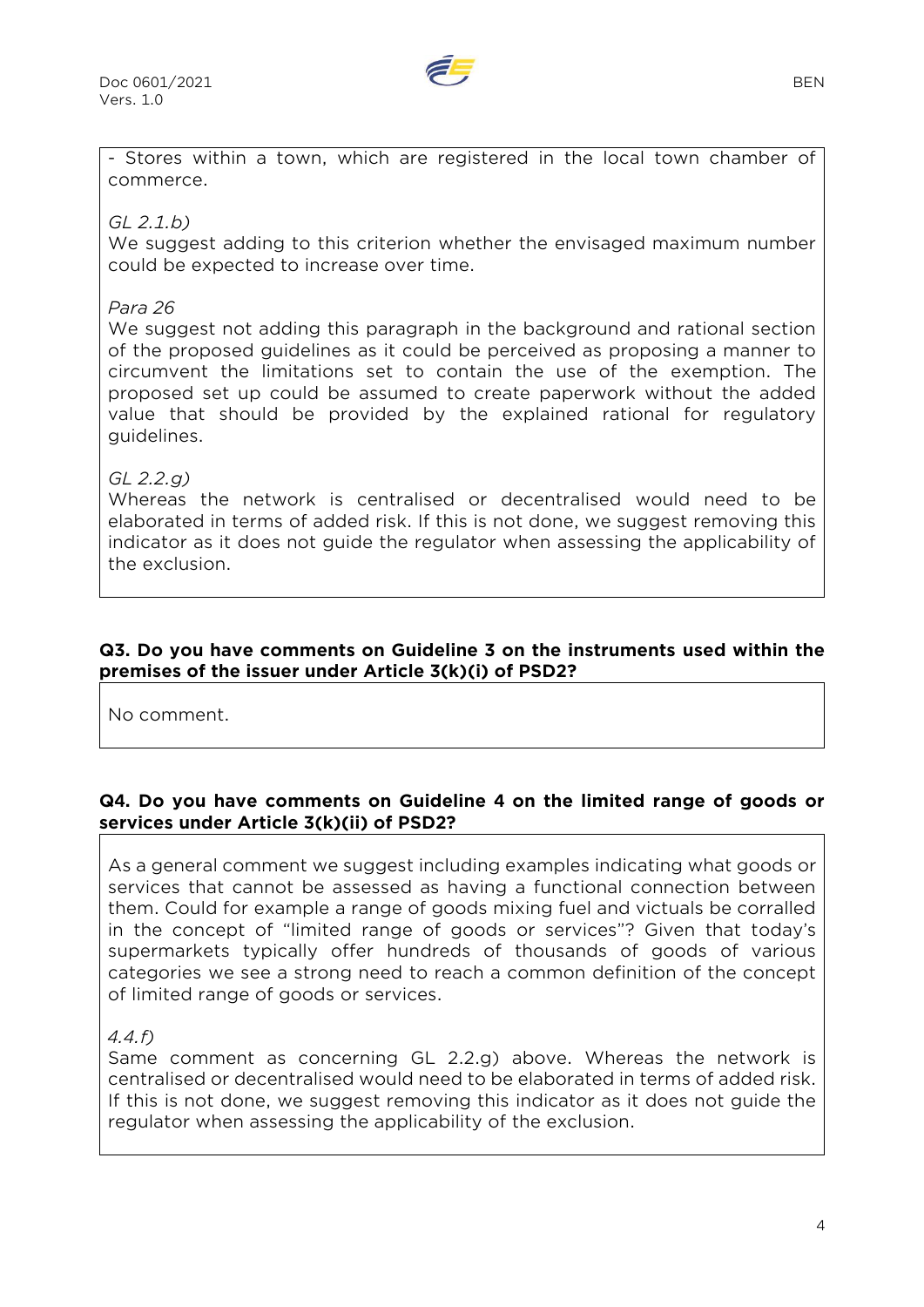- Stores within a town, which are registered in the local town chamber of commerce.

*GL 2.1.b)*
We suggest adding to this criterion whether the envisaged maximum number could be expected to increase over time.

*Para 26*
We suggest not adding this paragraph in the background and rational section of the proposed guidelines as it could be perceived as proposing a manner to circumvent the limitations set to contain the use of the exemption. The proposed set up could be assumed to create paperwork without the added value that should be provided by the explained rational for regulatory guidelines.

*GL 2.2.g)*
Whereas the network is centralised or decentralised would need to be elaborated in terms of added risk. If this is not done, we suggest removing this indicator as it does not guide the regulator when assessing the applicability of the exclusion.

**Q3. Do you have comments on Guideline 3 on the instruments used within the premises of the issuer under Article 3(k)(i) of PSD2?**

No comment.

**Q4. Do you have comments on Guideline 4 on the limited range of goods or services under Article 3(k)(ii) of PSD2?**

As a general comment we suggest including examples indicating what goods or services that cannot be assessed as having a functional connection between them. Could for example a range of goods mixing fuel and victuals be corralled in the concept of "limited range of goods or services"? Given that today's supermarkets typically offer hundreds of thousands of goods of various categories we see a strong need to reach a common definition of the concept of limited range of goods or services.

*4.4.f)*
Same comment as concerning GL 2.2.g) above. Whereas the network is centralised or decentralised would need to be elaborated in terms of added risk. If this is not done, we suggest removing this indicator as it does not guide the regulator when assessing the applicability of the exclusion.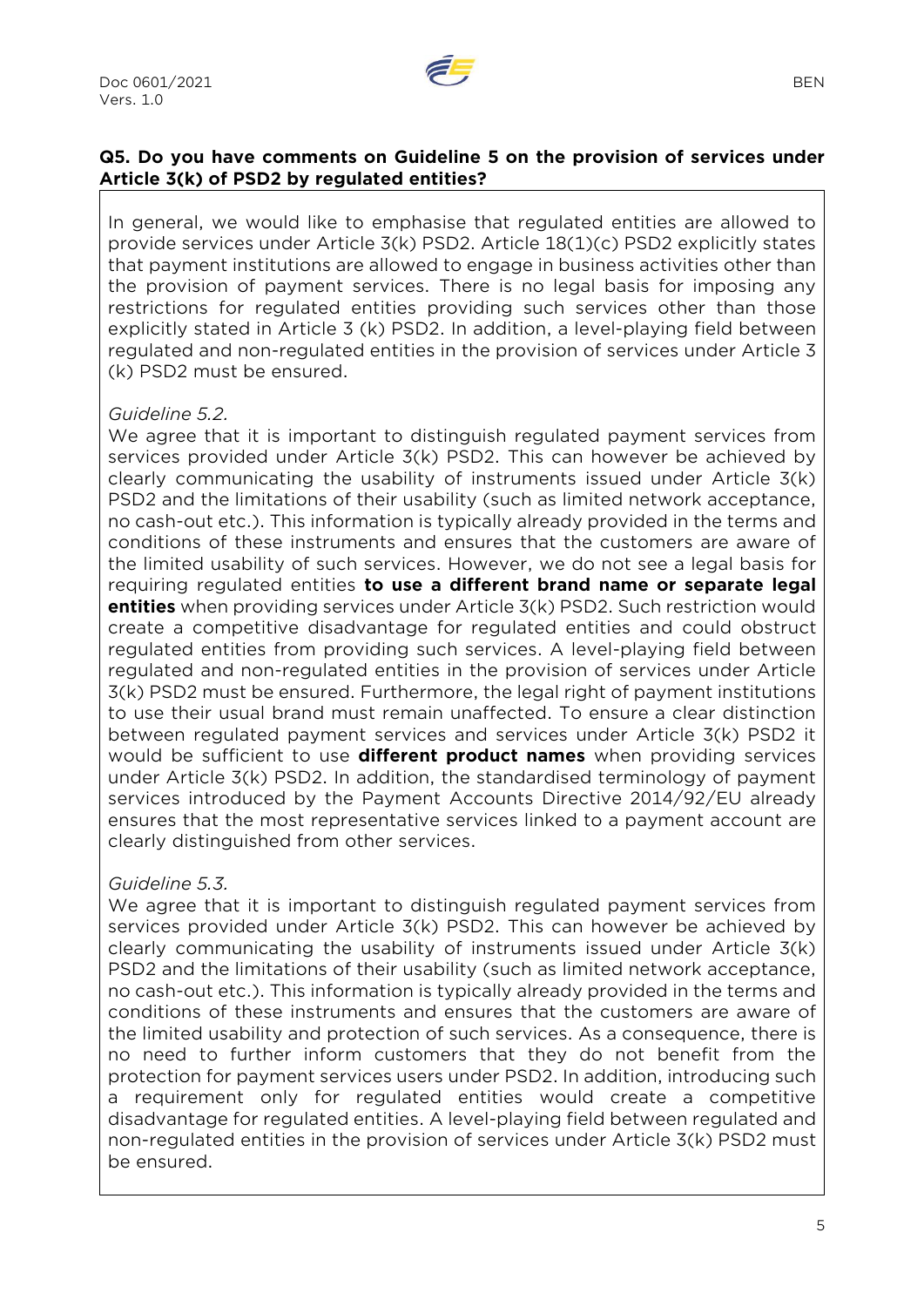**Q5. Do you have comments on Guideline 5 on the provision of services under Article 3(k) of PSD2 by regulated entities?**

In general, we would like to emphasise that regulated entities are allowed to provide services under Article 3(k) PSD2. Article 18(1)(c) PSD2 explicitly states that payment institutions are allowed to engage in business activities other than the provision of payment services. There is no legal basis for imposing any restrictions for regulated entities providing such services other than those explicitly stated in Article 3 (k) PSD2. In addition, a level-playing field between regulated and non-regulated entities in the provision of services under Article 3 (k) PSD2 must be ensured.

*Guideline 5.2.*

We agree that it is important to distinguish regulated payment services from services provided under Article 3(k) PSD2. This can however be achieved by clearly communicating the usability of instruments issued under Article 3(k) PSD2 and the limitations of their usability (such as limited network acceptance, no cash-out etc.). This information is typically already provided in the terms and conditions of these instruments and ensures that the customers are aware of the limited usability of such services. However, we do not see a legal basis for requiring regulated entities **to use a different brand name or separate legal entities** when providing services under Article 3(k) PSD2. Such restriction would create a competitive disadvantage for regulated entities and could obstruct regulated entities from providing such services. A level-playing field between regulated and non-regulated entities in the provision of services under Article 3(k) PSD2 must be ensured. Furthermore, the legal right of payment institutions to use their usual brand must remain unaffected. To ensure a clear distinction between regulated payment services and services under Article 3(k) PSD2 it would be sufficient to use **different product names** when providing services under Article 3(k) PSD2. In addition, the standardised terminology of payment services introduced by the Payment Accounts Directive 2014/92/EU already ensures that the most representative services linked to a payment account are clearly distinguished from other services.

*Guideline 5.3.*

We agree that it is important to distinguish regulated payment services from services provided under Article 3(k) PSD2. This can however be achieved by clearly communicating the usability of instruments issued under Article 3(k) PSD2 and the limitations of their usability (such as limited network acceptance, no cash-out etc.). This information is typically already provided in the terms and conditions of these instruments and ensures that the customers are aware of the limited usability and protection of such services. As a consequence, there is no need to further inform customers that they do not benefit from the protection for payment services users under PSD2. In addition, introducing such a requirement only for regulated entities would create a competitive disadvantage for regulated entities. A level-playing field between regulated and non-regulated entities in the provision of services under Article 3(k) PSD2 must be ensured.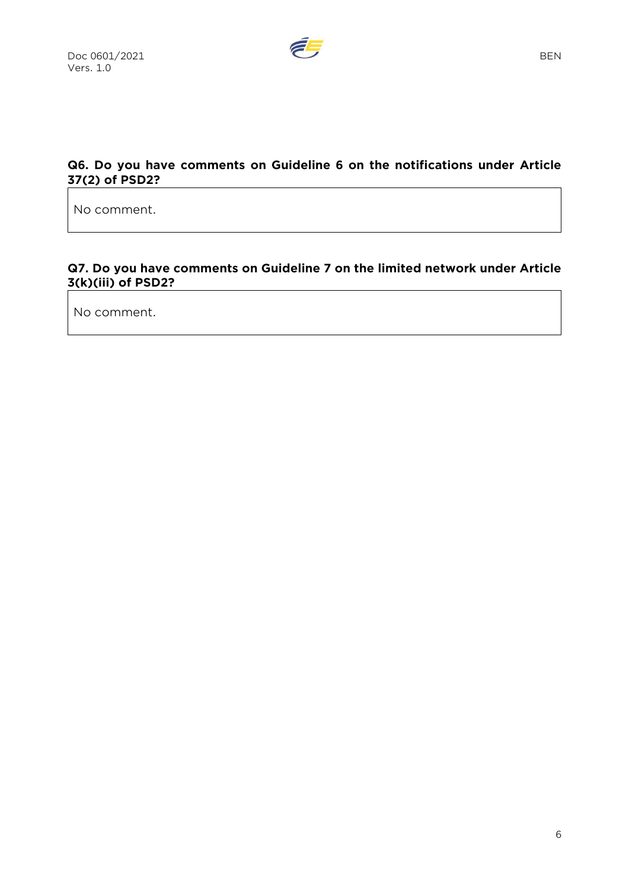**Q6. Do you have comments on Guideline 6 on the notifications under Article 37(2) of PSD2?**

No comment.

**Q7. Do you have comments on Guideline 7 on the limited network under Article 3(k)(iii) of PSD2?**

No comment.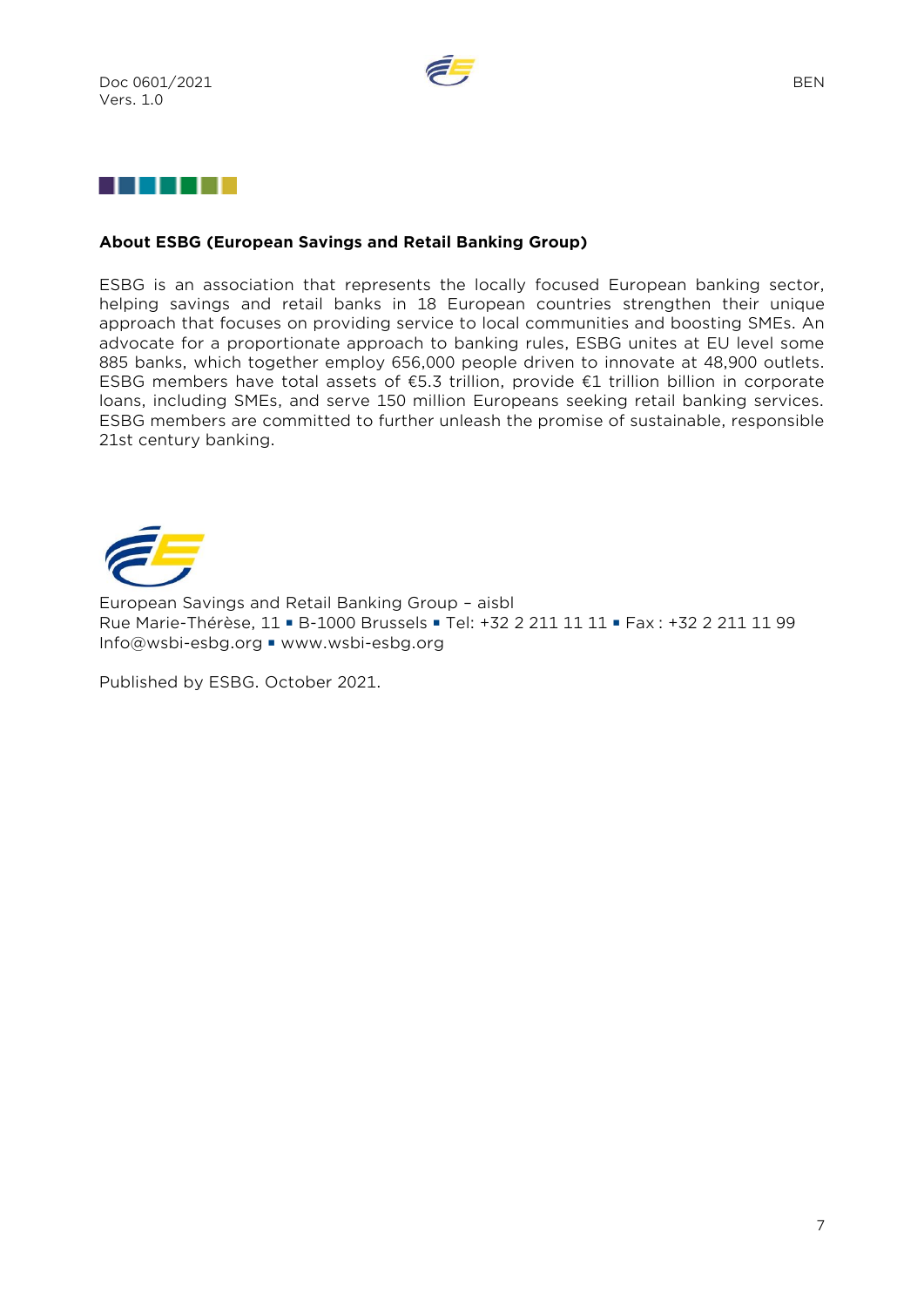**About ESBG (European Savings and Retail Banking Group)**

ESBG is an association that represents the locally focused European banking sector, helping savings and retail banks in 18 European countries strengthen their unique approach that focuses on providing service to local communities and boosting SMEs. An advocate for a proportionate approach to banking rules, ESBG unites at EU level some 885 banks, which together employ 656,000 people driven to innovate at 48,900 outlets. ESBG members have total assets of €5.3 trillion, provide €1 trillion billion in corporate loans, including SMEs, and serve 150 million Europeans seeking retail banking services. ESBG members are committed to further unleash the promise of sustainable, responsible 21st century banking.

European Savings and Retail Banking Group – aisbl
Rue Marie-Thérèse, 11 ▪ B-1000 Brussels ▪ Tel: +32 2 211 11 11 ▪ Fax : +32 2 211 11 99
Info@wsbi-esbg.org ▪ www.wsbi-esbg.org

Published by ESBG. October 2021.